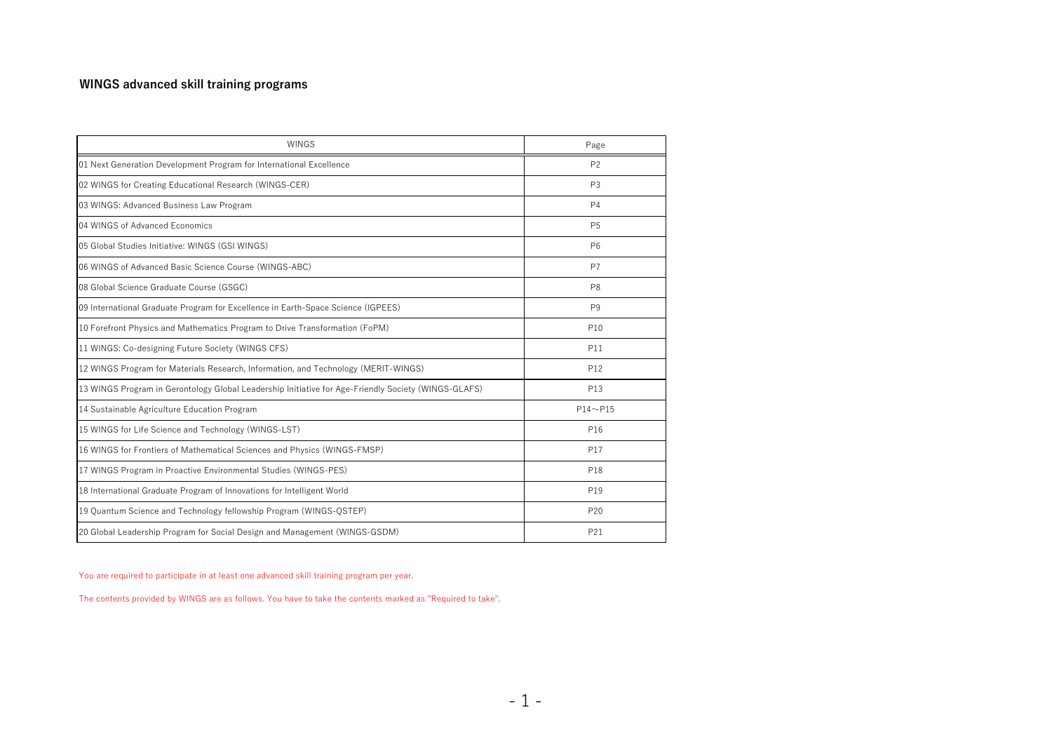## WINGS advanced skill training programs

| WINGS | Page |
| --- | --- |
| 01 Next Generation Development Program for International Excellence | P2 |
| 02 WINGS for Creating Educational Research (WINGS-CER) | P3 |
| 03 WINGS: Advanced Business Law Program | P4 |
| 04 WINGS of Advanced Economics | P5 |
| 05 Global Studies Initiative: WINGS (GSI WINGS) | P6 |
| 06 WINGS of Advanced Basic Science Course (WINGS-ABC) | P7 |
| 08 Global Science Graduate Course (GSGC) | P8 |
| 09 International Graduate Program for Excellence in Earth-Space Science (IGPEES) | P9 |
| 10 Forefront Physics and Mathematics Program to Drive Transformation (FoPM) | P10 |
| 11 WINGS: Co-designing Future Society (WINGS CFS) | P11 |
| 12 WINGS Program for Materials Research, Information, and Technology (MERIT-WINGS) | P12 |
| 13 WINGS Program in Gerontology Global Leadership Initiative for Age-Friendly Society (WINGS-GLAFS) | P13 |
| 14 Sustainable Agriculture Education Program | P14～P15 |
| 15 WINGS for Life Science and Technology (WINGS-LST) | P16 |
| 16 WINGS for Frontiers of Mathematical Sciences and Physics (WINGS-FMSP) | P17 |
| 17 WINGS Program in Proactive Environmental Studies (WINGS-PES) | P18 |
| 18 International Graduate Program of Innovations for Intelligent World | P19 |
| 19 Quantum Science and Technology fellowship Program (WINGS-QSTEP) | P20 |
| 20 Global Leadership Program for Social Design and Management (WINGS-GSDM) | P21 |

You are required to participate in at least one advanced skill training program per year.

The contents provided by WINGS are as follows. You have to take the contents marked as "Required to take".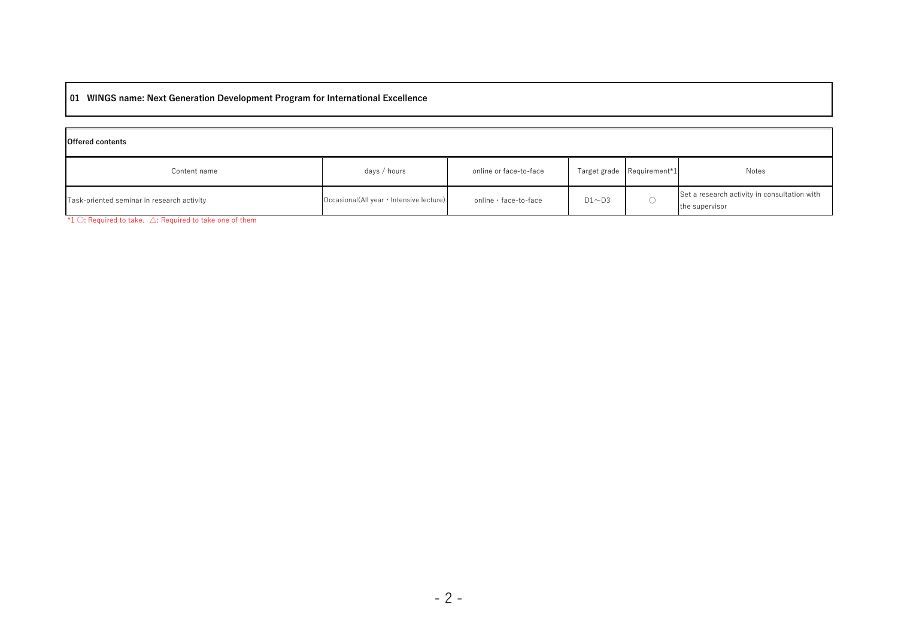**01 WINGS name: Next Generation Development Program for International Excellence**

**Offered contents**

| Content name | days / hours | online or face-to-face | Target grade | Requirement*1 | Notes |
|---|---|---|---|---|---|
| Task-oriented seminar in research activity | Occasional(All year・Intensive lecture) | online・face-to-face | D1～D3 | ○ | Set a research activity in consultation with the supervisor |

*1 ○: Required to take、△: Required to take one of them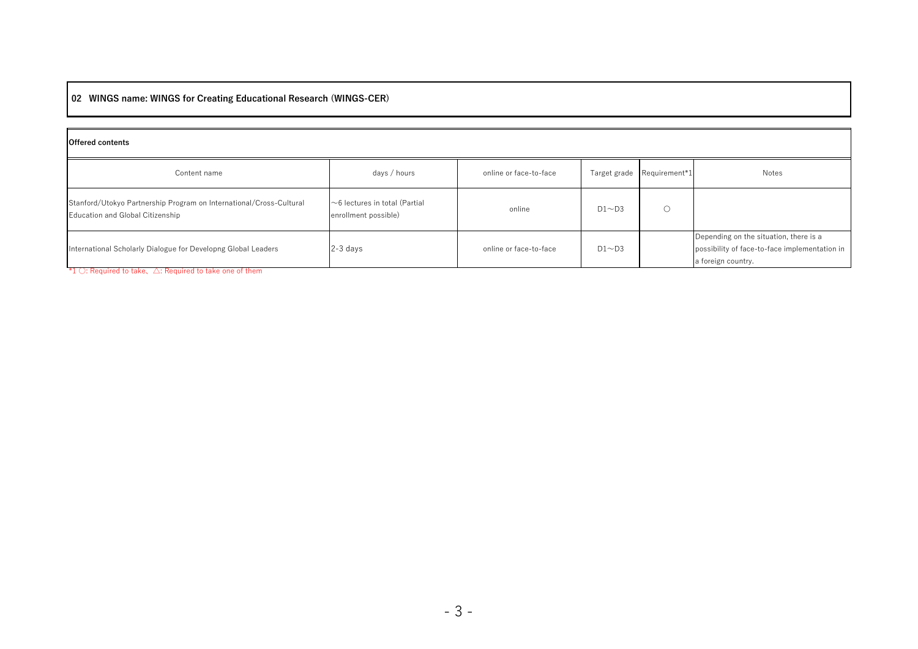## 02 WINGS name: WINGS for Creating Educational Research (WINGS-CER)

**Offered contents**

| Content name | days / hours | online or face-to-face | Target grade | Requirement*1 | Notes |
|---|---|---|---|---|---|
| Stanford/Utokyo Partnership Program on International/Cross-Cultural Education and Global Citizenship | ～6 lectures in total (Partial enrollment possible) | online | D1～D3 | ○ | |
| International Scholarly Dialogue for Developng Global Leaders | 2-3 days | online or face-to-face | D1～D3 | | Depending on the situation, there is a possibility of face-to-face implementation in a foreign country. |

*1 ○: Required to take、△: Required to take one of them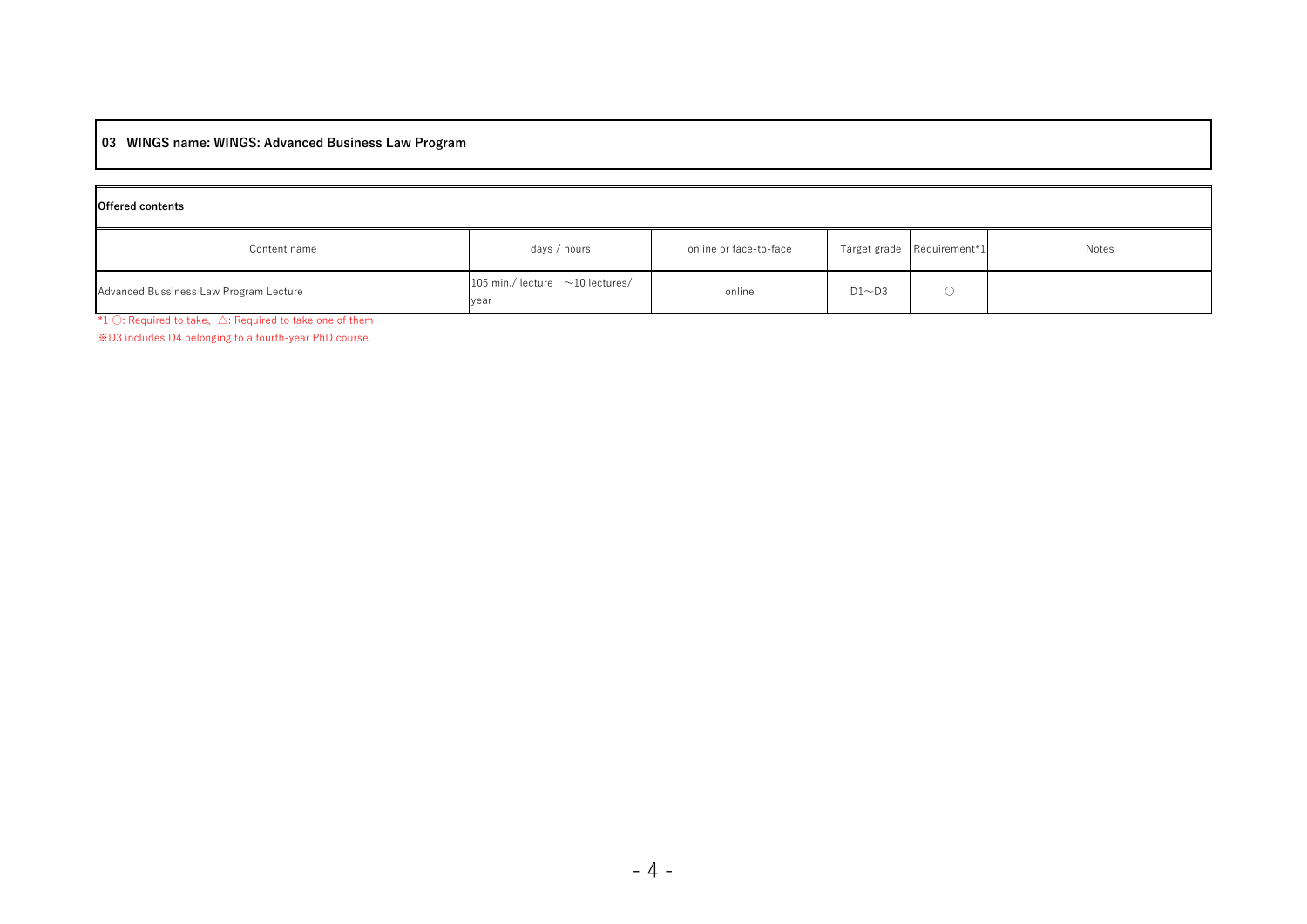## 03 WINGS name: WINGS: Advanced Business Law Program

**Offered contents**

| Content name | days / hours | online or face-to-face | Target grade | Requirement*1 | Notes |
|---|---|---|---|---|---|
| Advanced Bussiness Law Program Lecture | 105 min./ lecture ～10 lectures/ year | online | D1～D3 | ○ | |

*1 ○: Required to take、△: Required to take one of them

※D3 includes D4 belonging to a fourth-year PhD course.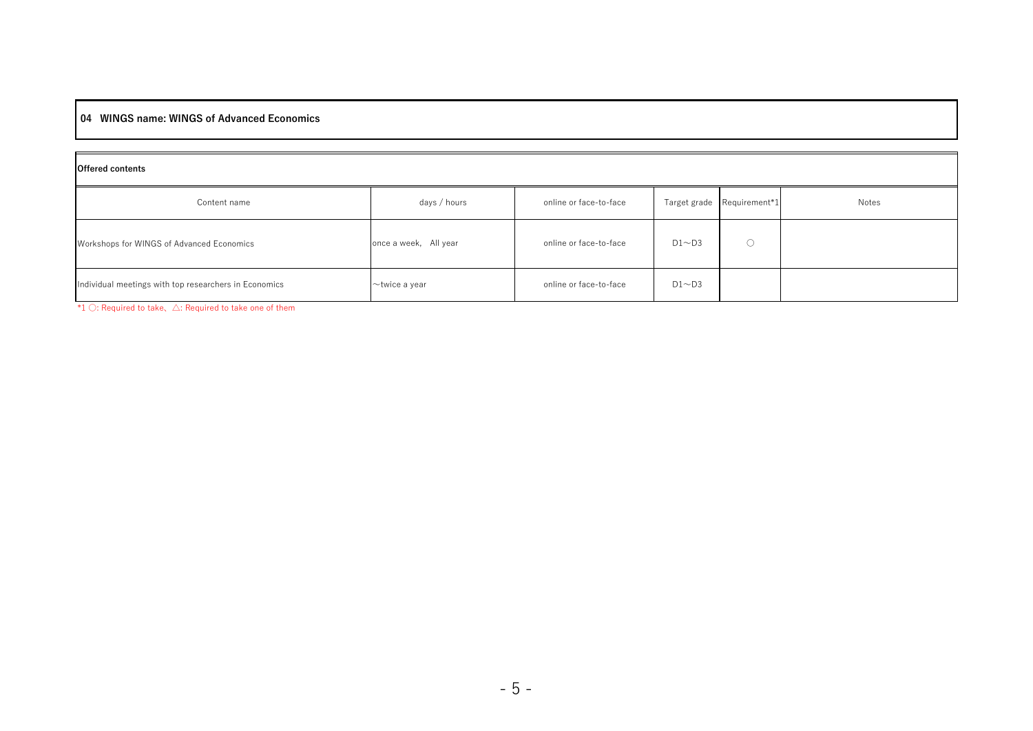**04 WINGS name: WINGS of Advanced Economics**

**Offered contents**

| Content name | days / hours | online or face-to-face | Target grade | Requirement*1 | Notes |
|---|---|---|---|---|---|
| Workshops for WINGS of Advanced Economics | once a week,　All year | online or face-to-face | D1～D3 | ○ | |
| Individual meetings with top researchers in Economics | ～twice a year | online or face-to-face | D1～D3 | | |

*1 ○: Required to take、△: Required to take one of them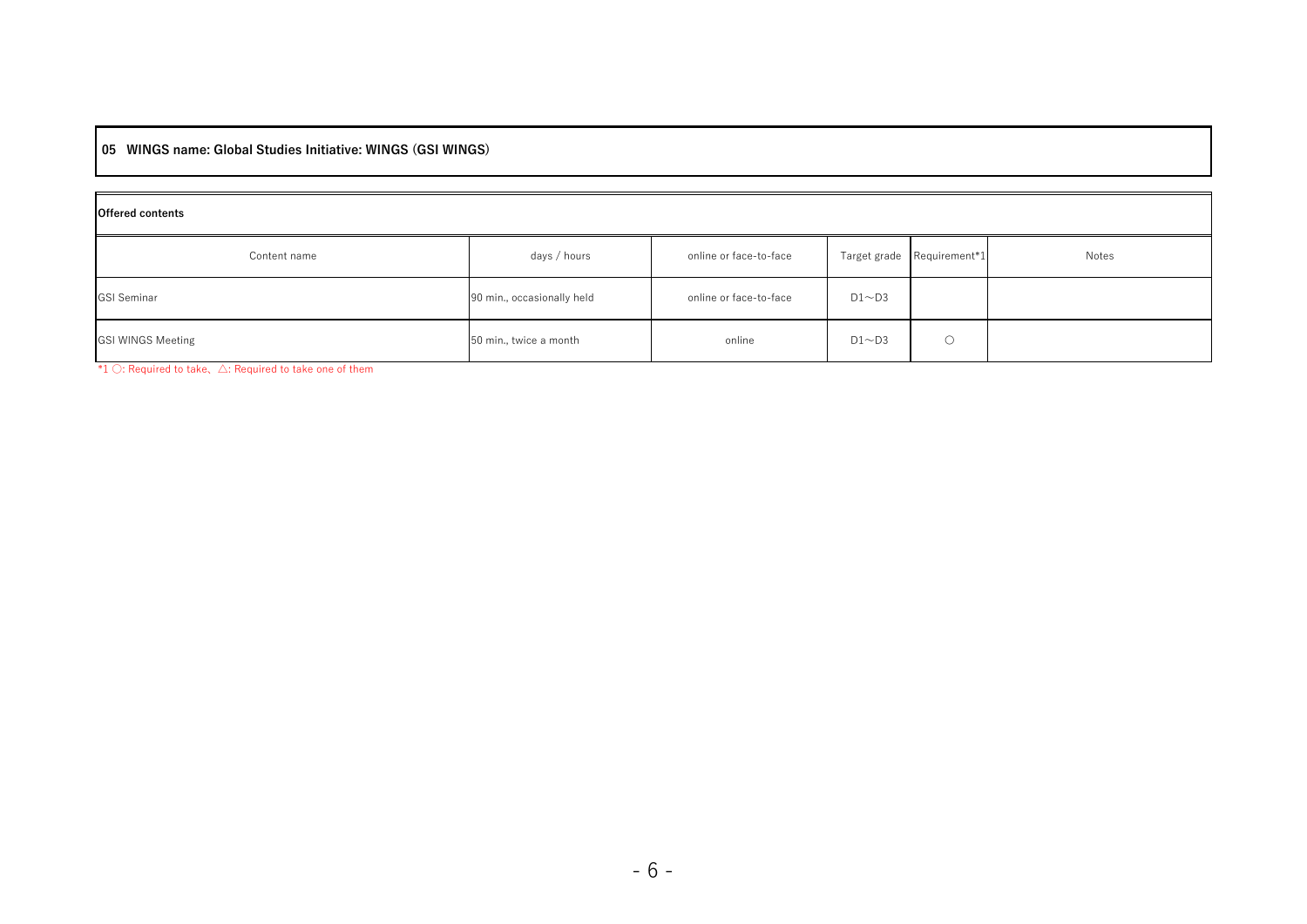**05 WINGS name: Global Studies Initiative: WINGS (GSI WINGS)**

**Offered contents**

| Content name | days / hours | online or face-to-face | Target grade | Requirement*1 | Notes |
|---|---|---|---|---|---|
| GSI Seminar | 90 min., occasionally held | online or face-to-face | D1～D3 | | |
| GSI WINGS Meeting | 50 min., twice a month | online | D1～D3 | ○ | |

*1 ○: Required to take、△: Required to take one of them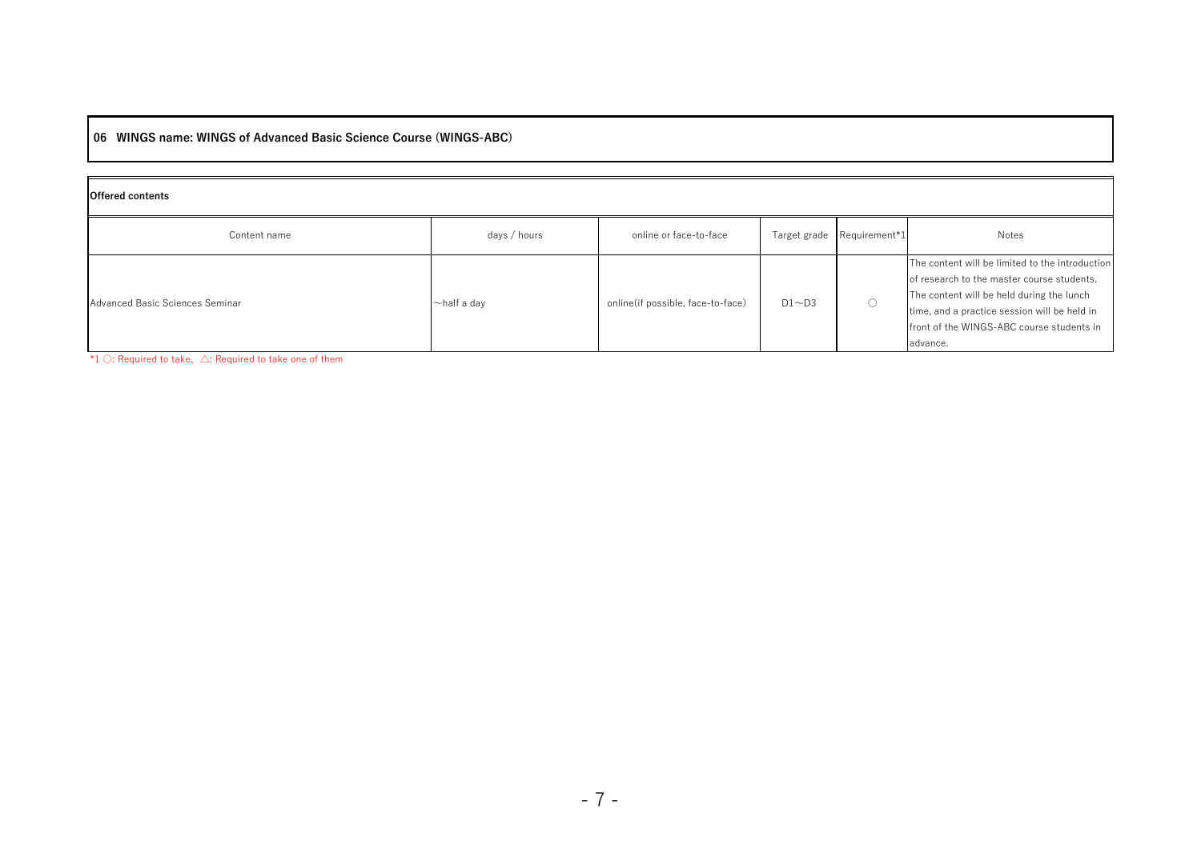**06 WINGS name: WINGS of Advanced Basic Science Course (WINGS-ABC)**

**Offered contents**

| Content name | days / hours | online or face-to-face | Target grade | Requirement*1 | Notes |
|---|---|---|---|---|---|
| Advanced Basic Sciences Seminar | ～half a day | online(if possible, face-to-face) | D1～D3 | ○ | The content will be limited to the introduction of research to the master course students. The content will be held during the lunch time, and a practice session will be held in front of the WINGS-ABC course students in advance. |

*1 ○: Required to take、△: Required to take one of them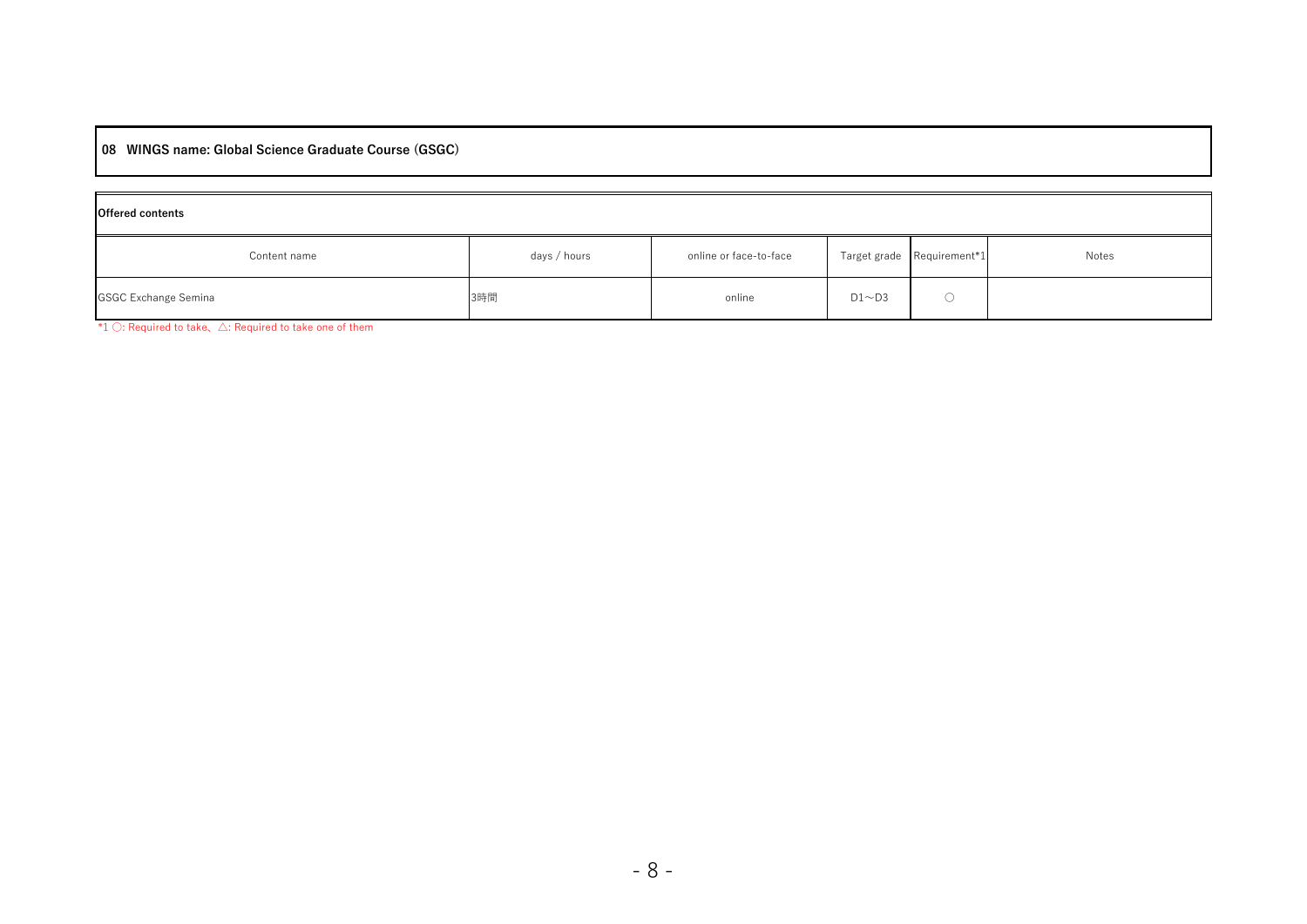**08 WINGS name: Global Science Graduate Course (GSGC)**

**Offered contents**

| Content name | days / hours | online or face-to-face | Target grade | Requirement*1 | Notes |
|---|---|---|---|---|---|
| GSGC Exchange Semina | 3時間 | online | D1～D3 | ○ | |

*1 ○: Required to take、△: Required to take one of them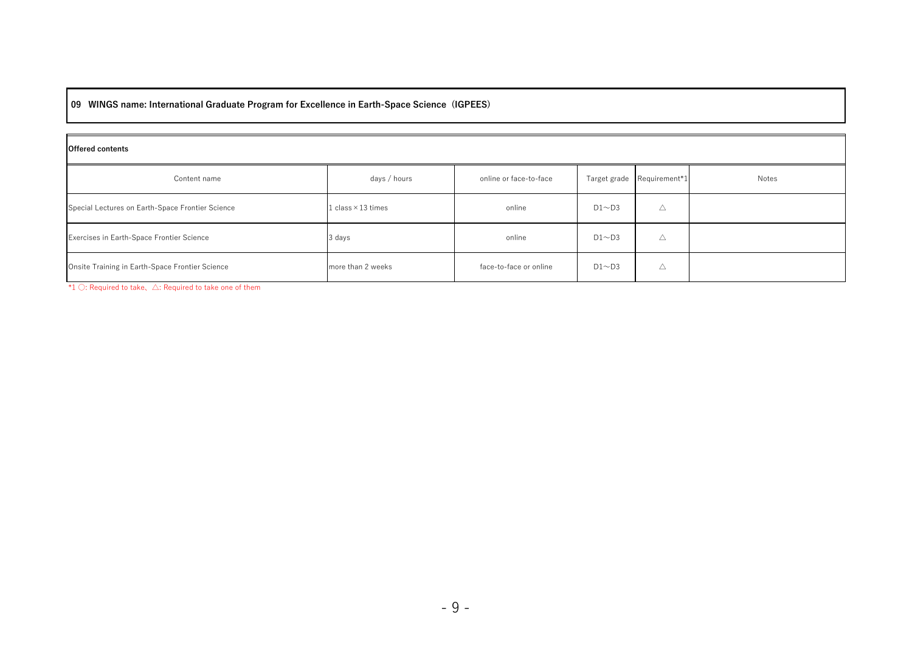## 09 WINGS name: International Graduate Program for Excellence in Earth-Space Science（IGPEES）

**Offered contents**

| Content name | days / hours | online or face-to-face | Target grade | Requirement*1 | Notes |
|---|---|---|---|---|---|
| Special Lectures on Earth-Space Frontier Science | 1 class × 13 times | online | D1～D3 | △ | |
| Exercises in Earth-Space Frontier Science | 3 days | online | D1～D3 | △ | |
| Onsite Training in Earth-Space Frontier Science | more than 2 weeks | face-to-face or online | D1～D3 | △ | |

*1 ○: Required to take、△: Required to take one of them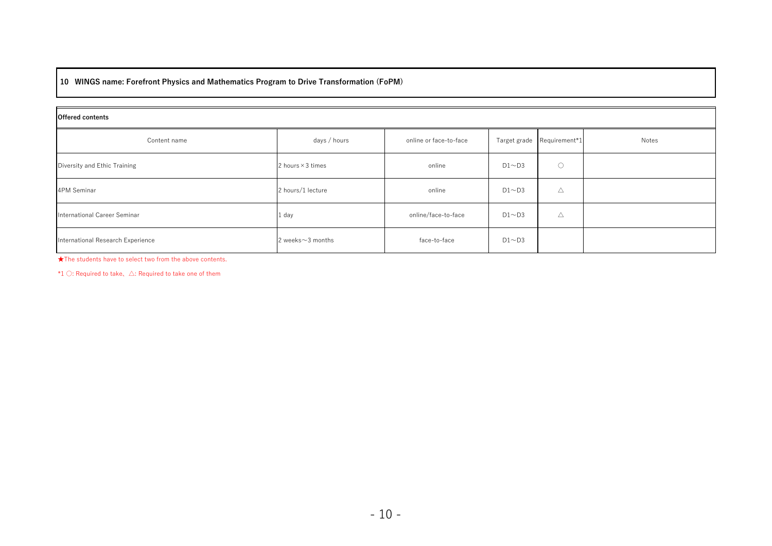## 10 WINGS name: Forefront Physics and Mathematics Program to Drive Transformation (FoPM)

**Offered contents**

| Content name | days / hours | online or face-to-face | Target grade | Requirement*1 | Notes |
|---|---|---|---|---|---|
| Diversity and Ethic Training | 2 hours × 3 times | online | D1～D3 | ○ | |
| 4PM Seminar | 2 hours/1 lecture | online | D1～D3 | △ | |
| International Career Seminar | 1 day | online/face-to-face | D1～D3 | △ | |
| International Research Experience | 2 weeks～3 months | face-to-face | D1～D3 | | |

★The students have to select two from the above contents.

*1 ○: Required to take、△: Required to take one of them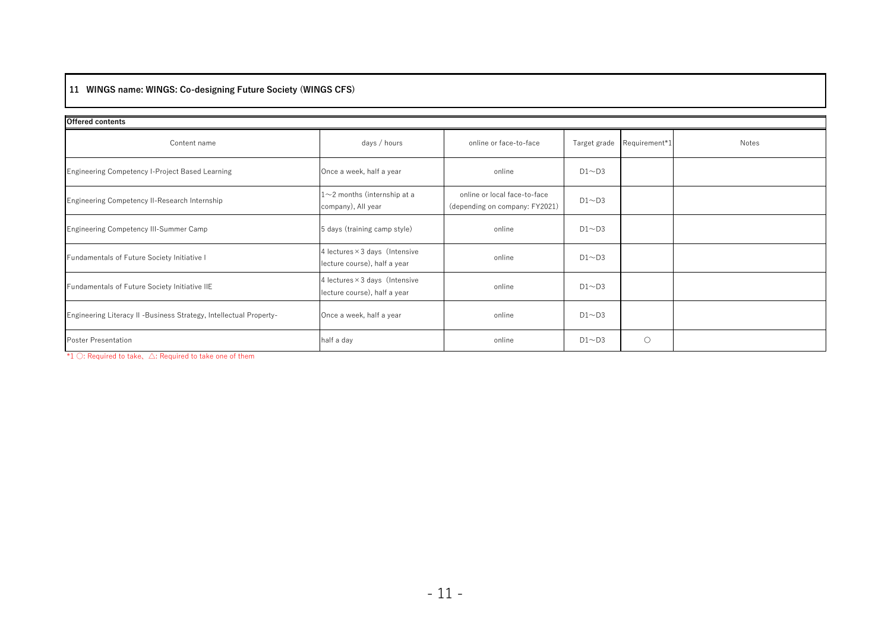## 11 WINGS name: WINGS: Co-designing Future Society (WINGS CFS)

**Offered contents**

| Content name | days / hours | online or face-to-face | Target grade | Requirement*1 | Notes |
|---|---|---|---|---|---|
| Engineering Competency I-Project Based Learning | Once a week, half a year | online | D1～D3 | | |
| Engineering Competency II-Research Internship | 1～2 months (internship at a company), All year | online or local face-to-face (depending on company: FY2021) | D1～D3 | | |
| Engineering Competency III-Summer Camp | 5 days (training camp style) | online | D1～D3 | | |
| Fundamentals of Future Society Initiative I | 4 lectures×3 days (Intensive lecture course), half a year | online | D1～D3 | | |
| Fundamentals of Future Society Initiative IIE | 4 lectures×3 days (Intensive lecture course), half a year | online | D1～D3 | | |
| Engineering Literacy II -Business Strategy, Intellectual Property- | Once a week, half a year | online | D1～D3 | | |
| Poster Presentation | half a day | online | D1～D3 | ○ | |

*1 ○: Required to take、△: Required to take one of them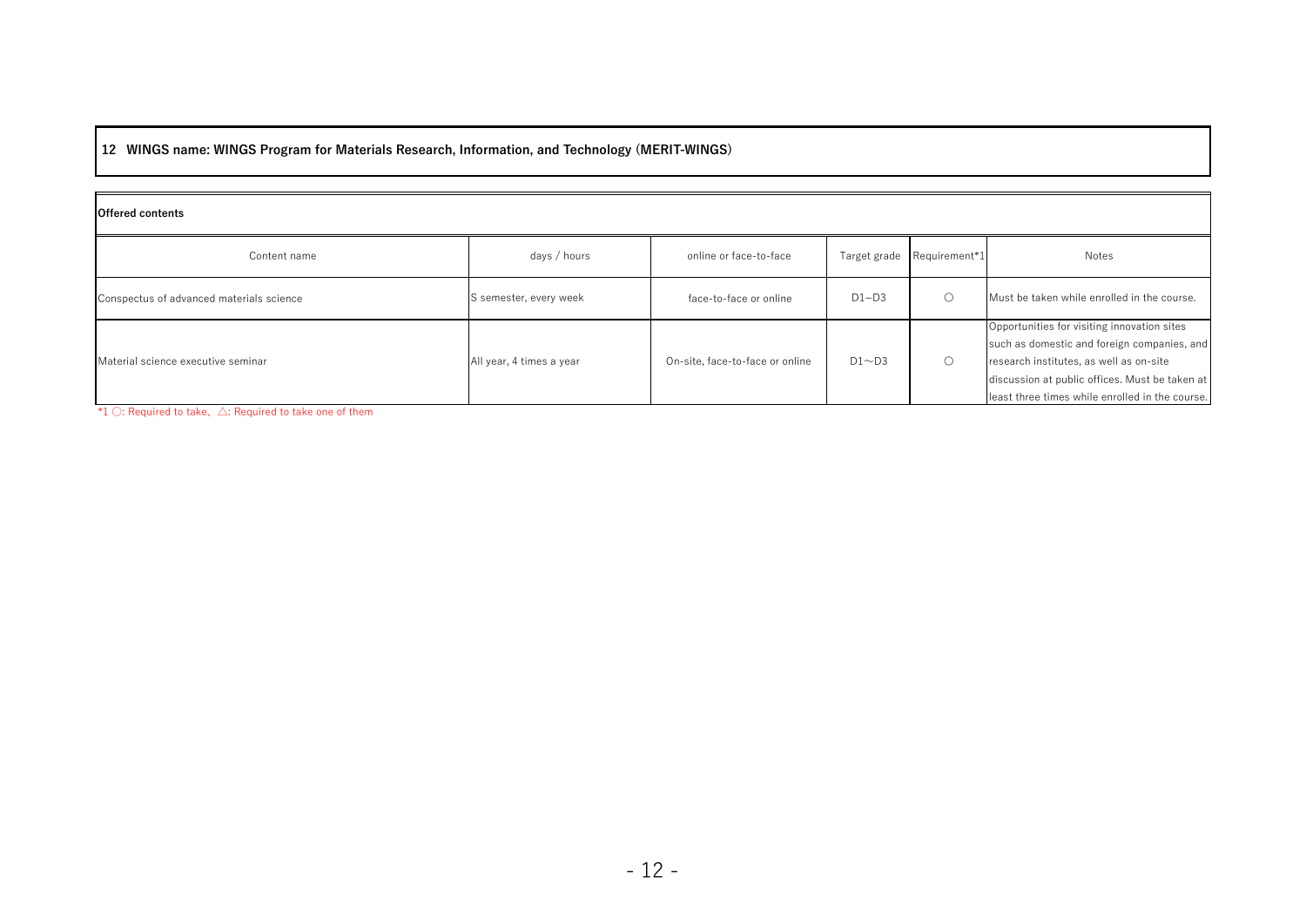## 12 WINGS name: WINGS Program for Materials Research, Information, and Technology (MERIT-WINGS)

**Offered contents**

| Content name | days / hours | online or face-to-face | Target grade | Requirement*1 | Notes |
|---|---|---|---|---|---|
| Conspectus of advanced materials science | S semester, every week | face-to-face or online | D1~D3 | ○ | Must be taken while enrolled in the course. |
| Material science executive seminar | All year, 4 times a year | On-site, face-to-face or online | D1～D3 | ○ | Opportunities for visiting innovation sites such as domestic and foreign companies, and research institutes, as well as on-site discussion at public offices. Must be taken at least three times while enrolled in the course. |

*1 ○: Required to take、△: Required to take one of them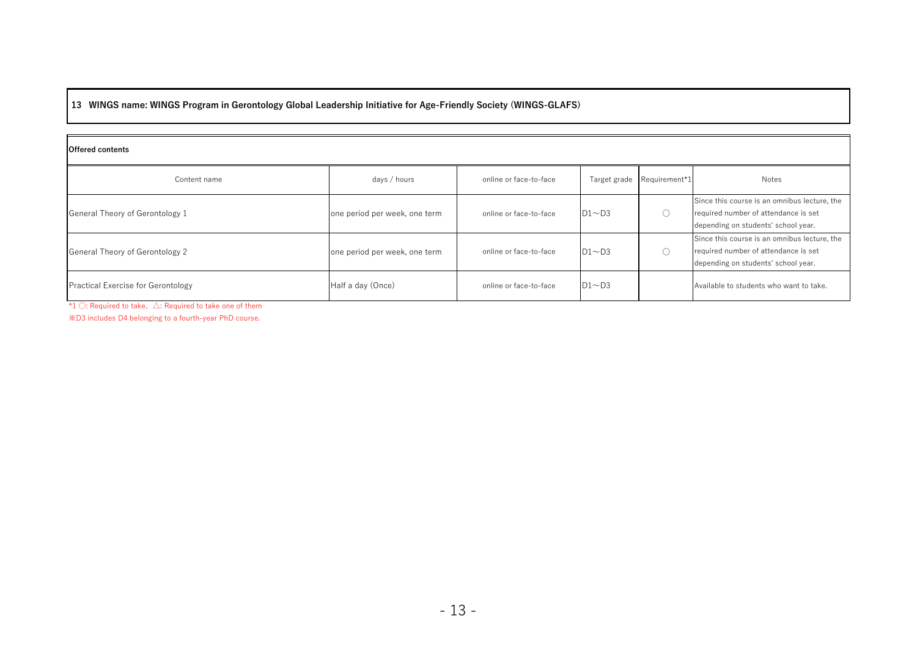**13 WINGS name: WINGS Program in Gerontology Global Leadership Initiative for Age-Friendly Society (WINGS-GLAFS)**

**Offered contents**

| Content name | days / hours | online or face-to-face | Target grade | Requirement*1 | Notes |
|---|---|---|---|---|---|
| General Theory of Gerontology 1 | one period per week, one term | online or face-to-face | D1～D3 | ○ | Since this course is an omnibus lecture, the required number of attendance is set depending on students' school year. |
| General Theory of Gerontology 2 | one period per week, one term | online or face-to-face | D1～D3 | ○ | Since this course is an omnibus lecture, the required number of attendance is set depending on students' school year. |
| Practical Exercise for Gerontology | Half a day (Once) | online or face-to-face | D1～D3 | | Available to students who want to take. |

*1 ○: Required to take、△: Required to take one of them

※D3 includes D4 belonging to a fourth-year PhD course.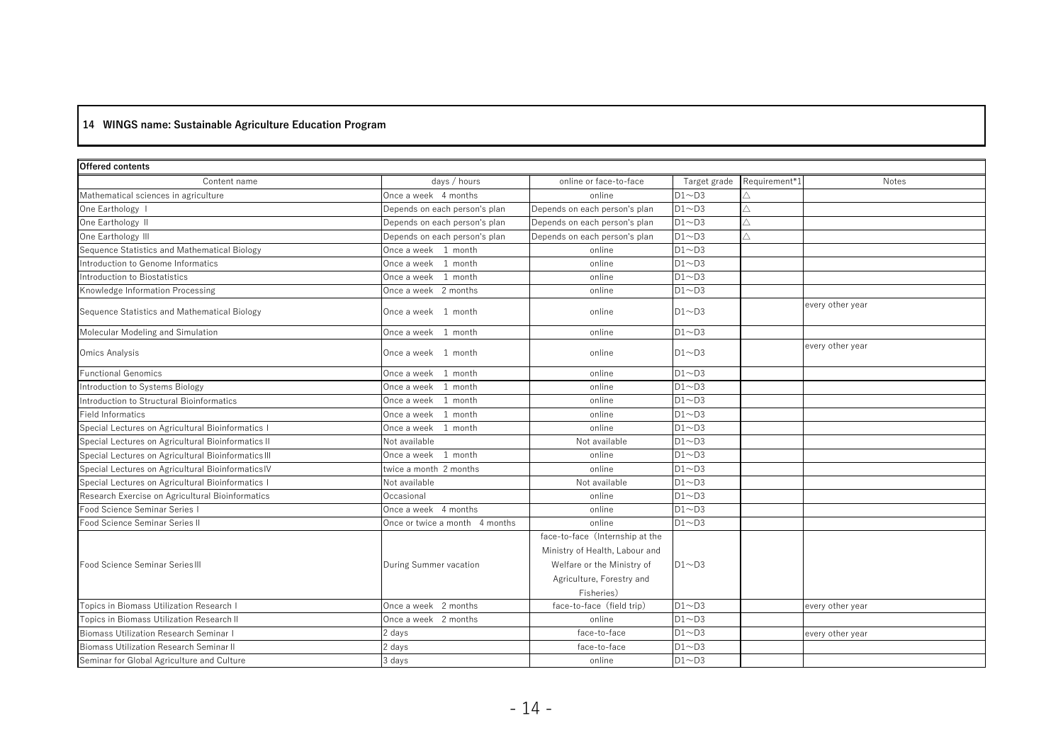**14 WINGS name: Sustainable Agriculture Education Program**

**Offered contents**

| Content name | days / hours | online or face-to-face | Target grade | Requirement*1 | Notes |
|---|---|---|---|---|---|
| Mathematical sciences in agriculture | Once a week 4 months | online | D1～D3 | △ | |
| One Earthology Ⅰ | Depends on each person's plan | Depends on each person's plan | D1～D3 | △ | |
| One Earthology Ⅱ | Depends on each person's plan | Depends on each person's plan | D1～D3 | △ | |
| One Earthology Ⅲ | Depends on each person's plan | Depends on each person's plan | D1～D3 | △ | |
| Sequence Statistics and Mathematical Biology | Once a week 1 month | online | D1～D3 | | |
| Introduction to Genome Informatics | Once a week 1 month | online | D1～D3 | | |
| Introduction to Biostatistics | Once a week 1 month | online | D1～D3 | | |
| Knowledge Information Processing | Once a week 2 months | online | D1～D3 | | |
| Sequence Statistics and Mathematical Biology | Once a week 1 month | online | D1～D3 | | every other year |
| Molecular Modeling and Simulation | Once a week 1 month | online | D1～D3 | | |
| Omics Analysis | Once a week 1 month | online | D1～D3 | | every other year |
| Functional Genomics | Once a week 1 month | online | D1～D3 | | |
| Introduction to Systems Biology | Once a week 1 month | online | D1～D3 | | |
| Introduction to Structural Bioinformatics | Once a week 1 month | online | D1～D3 | | |
| Field Informatics | Once a week 1 month | online | D1～D3 | | |
| Special Lectures on Agricultural Bioinformatics Ⅰ | Once a week 1 month | online | D1～D3 | | |
| Special Lectures on Agricultural Bioinformatics Ⅱ | Not available | Not available | D1～D3 | | |
| Special Lectures on Agricultural Bioinformatics Ⅲ | Once a week 1 month | online | D1～D3 | | |
| Special Lectures on Agricultural Bioinformatics Ⅳ | twice a month 2 months | online | D1～D3 | | |
| Special Lectures on Agricultural Bioinformatics Ⅰ | Not available | Not available | D1～D3 | | |
| Research Exercise on Agricultural Bioinformatics | Occasional | online | D1～D3 | | |
| Food Science Seminar Series Ⅰ | Once a week 4 months | online | D1～D3 | | |
| Food Science Seminar Series Ⅱ | Once or twice a month 4 months | online | D1～D3 | | |
| Food Science Seminar Series Ⅲ | During Summer vacation | face-to-face (Internship at the Ministry of Health, Labour and Welfare or the Ministry of Agriculture, Forestry and Fisheries) | D1～D3 | | |
| Topics in Biomass Utilization Research Ⅰ | Once a week 2 months | face-to-face (field trip) | D1～D3 | | every other year |
| Topics in Biomass Utilization Research Ⅱ | Once a week 2 months | online | D1～D3 | | |
| Biomass Utilization Research Seminar Ⅰ | 2 days | face-to-face | D1～D3 | | every other year |
| Biomass Utilization Research Seminar Ⅱ | 2 days | face-to-face | D1～D3 | | |
| Seminar for Global Agriculture and Culture | 3 days | online | D1～D3 | | |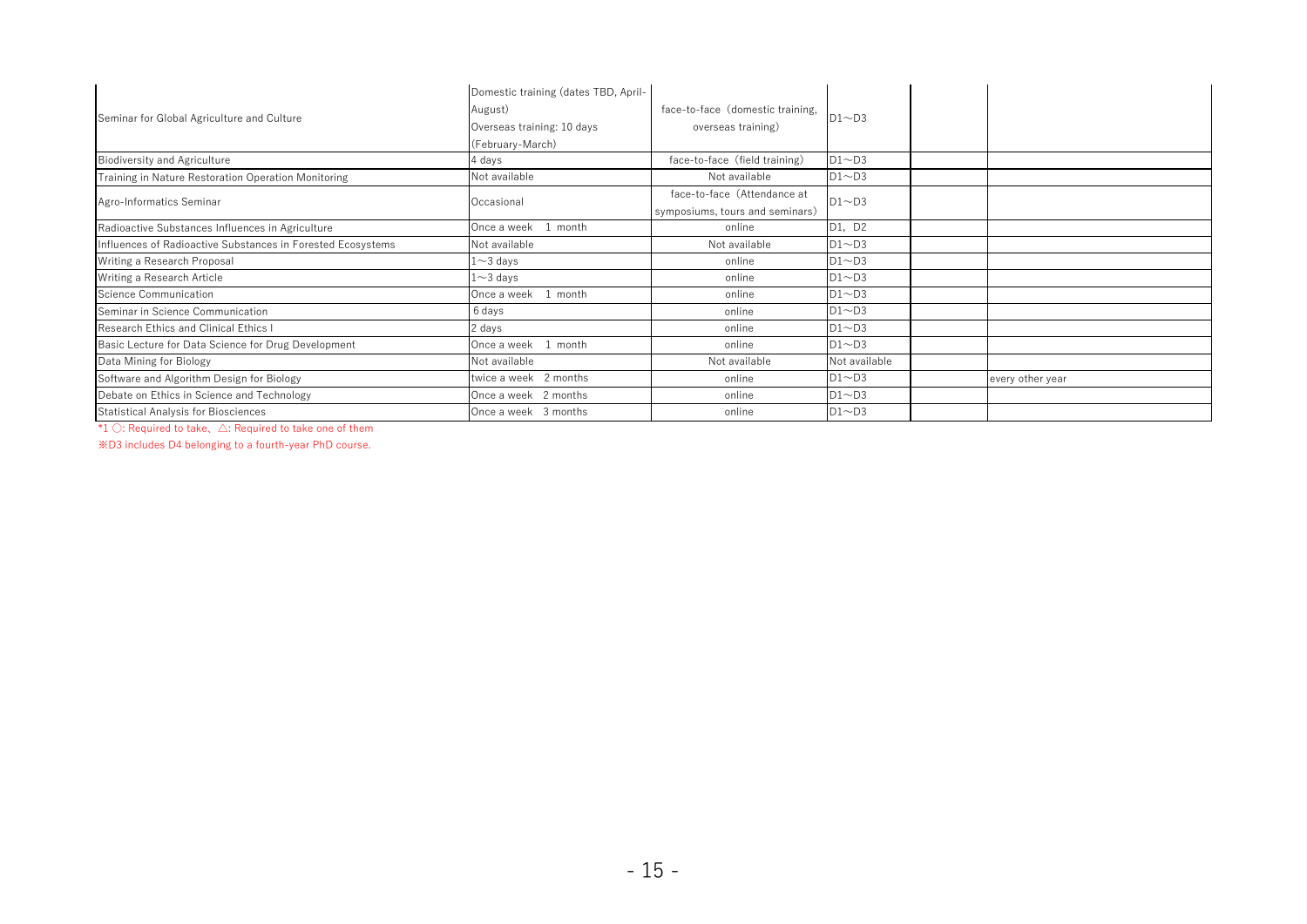| | | | | | |
|---|---|---|---|---|---|
| Seminar for Global Agriculture and Culture | Domestic training (dates TBD, April-August)<br>Overseas training: 10 days (February-March) | face-to-face（domestic training, overseas training） | D1～D3 | | |
| Biodiversity and Agriculture | 4 days | face-to-face（field training） | D1～D3 | | |
| Training in Nature Restoration Operation Monitoring | Not available | Not available | D1～D3 | | |
| Agro-Informatics Seminar | Occasional | face-to-face（Attendance at symposiums, tours and seminars） | D1～D3 | | |
| Radioactive Substances Influences in Agriculture | Once a week　1 month | online | D1, D2 | | |
| Influences of Radioactive Substances in Forested Ecosystems | Not available | Not available | D1～D3 | | |
| Writing a Research Proposal | 1～3 days | online | D1～D3 | | |
| Writing a Research Article | 1～3 days | online | D1～D3 | | |
| Science Communication | Once a week　1 month | online | D1～D3 | | |
| Seminar in Science Communication | 6 days | online | D1～D3 | | |
| Research Ethics and Clinical Ethics I | 2 days | online | D1～D3 | | |
| Basic Lecture for Data Science for Drug Development | Once a week　1 month | online | D1～D3 | | |
| Data Mining for Biology | Not available | Not available | Not available | | |
| Software and Algorithm Design for Biology | twice a week　2 months | online | D1～D3 | | every other year |
| Debate on Ethics in Science and Technology | Once a week　2 months | online | D1～D3 | | |
| Statistical Analysis for Biosciences | Once a week　3 months | online | D1～D3 | | |

*1 ○: Required to take、△: Required to take one of them

※D3 includes D4 belonging to a fourth-year PhD course.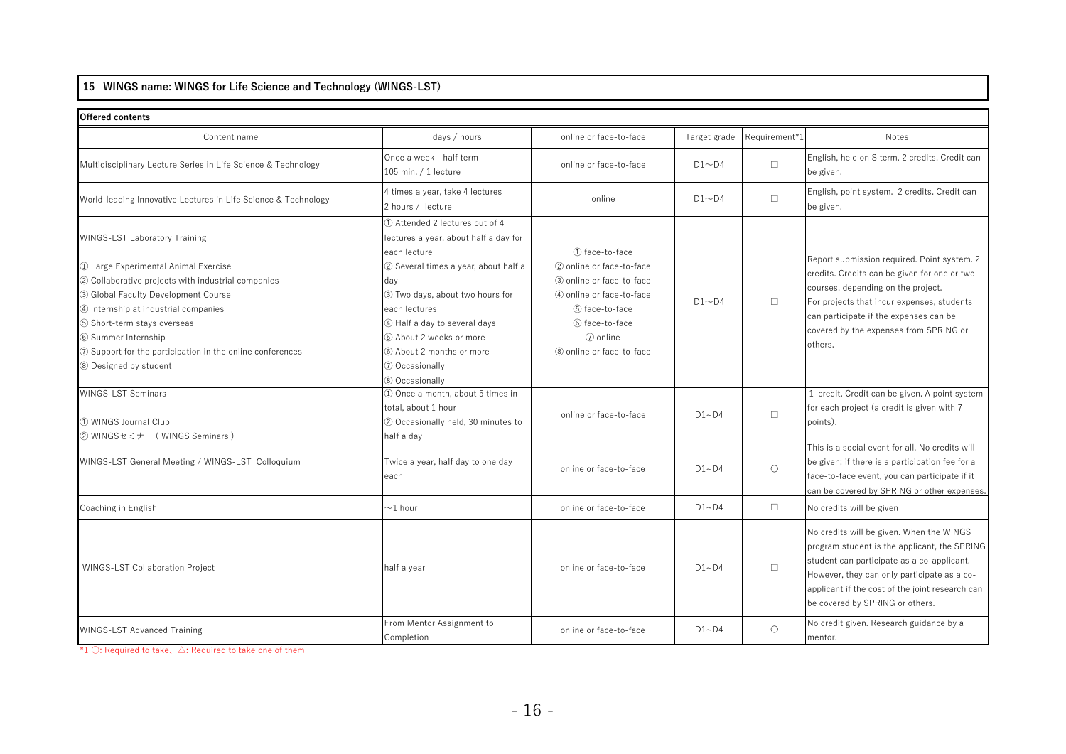## 15 WINGS name: WINGS for Life Science and Technology (WINGS-LST)

**Offered contents**

| Content name | days / hours | online or face-to-face | Target grade | Requirement*1 | Notes |
|---|---|---|---|---|---|
| Multidisciplinary Lecture Series in Life Science & Technology | Once a week half term<br>105 min. / 1 lecture | online or face-to-face | D1～D4 | □ | English, held on S term. 2 credits. Credit can be given. |
| World-leading Innovative Lectures in Life Science & Technology | 4 times a year, take 4 lectures<br>2 hours / lecture | online | D1～D4 | □ | English, point system. 2 credits. Credit can be given. |
| WINGS-LST Laboratory Training<br><br>① Large Experimental Animal Exercise<br>② Collaborative projects with industrial companies<br>③ Global Faculty Development Course<br>④ Internship at industrial companies<br>⑤ Short-term stays overseas<br>⑥ Summer Internship<br>⑦ Support for the participation in the online conferences<br>⑧ Designed by student | ① Attended 2 lectures out of 4 lectures a year, about half a day for each lecture<br>② Several times a year, about half a day<br>③ Two days, about two hours for each lectures<br>④ Half a day to several days<br>⑤ About 2 weeks or more<br>⑥ About 2 months or more<br>⑦ Occasionally<br>⑧ Occasionally | ① face-to-face<br>② online or face-to-face<br>③ online or face-to-face<br>④ online or face-to-face<br>⑤ face-to-face<br>⑥ face-to-face<br>⑦ online<br>⑧ online or face-to-face | D1～D4 | □ | Report submission required. Point system. 2 credits. Credits can be given for one or two courses, depending on the project.<br>For projects that incur expenses, students can participate if the expenses can be covered by the expenses from SPRING or others. |
| WINGS-LST Seminars<br><br>① WINGS Journal Club<br>② WINGSセミナー（WINGS Seminars） | ① Once a month, about 5 times in total, about 1 hour<br>② Occasionally held, 30 minutes to half a day | online or face-to-face | D1~D4 | □ | 1 credit. Credit can be given. A point system for each project (a credit is given with 7 points). |
| WINGS-LST General Meeting / WINGS-LST Colloquium | Twice a year, half day to one day each | online or face-to-face | D1~D4 | ○ | This is a social event for all. No credits will be given; if there is a participation fee for a face-to-face event, you can participate if it can be covered by SPRING or other expenses. |
| Coaching in English | ～1 hour | online or face-to-face | D1~D4 | □ | No credits will be given |
| WINGS-LST Collaboration Project | half a year | online or face-to-face | D1~D4 | □ | No credits will be given. When the WINGS program student is the applicant, the SPRING student can participate as a co-applicant. However, they can only participate as a co-applicant if the cost of the joint research can be covered by SPRING or others. |
| WINGS-LST Advanced Training | From Mentor Assignment to Completion | online or face-to-face | D1~D4 | ○ | No credit given. Research guidance by a mentor. |

*1 ○: Required to take、△: Required to take one of them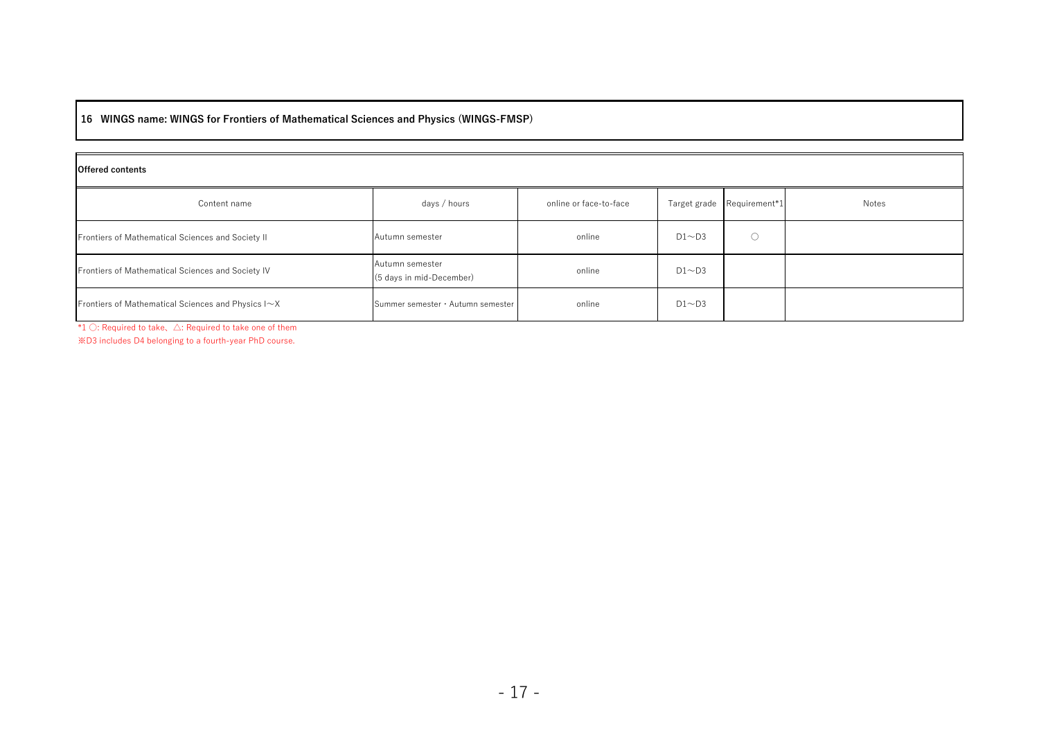## 16 WINGS name: WINGS for Frontiers of Mathematical Sciences and Physics (WINGS-FMSP)

**Offered contents**

| Content name | days / hours | online or face-to-face | Target grade | Requirement*1 | Notes |
|---|---|---|---|---|---|
| Frontiers of Mathematical Sciences and Society II | Autumn semester | online | D1～D3 | ○ | |
| Frontiers of Mathematical Sciences and Society IV | Autumn semester<br>(5 days in mid-December) | online | D1～D3 | | |
| Frontiers of Mathematical Sciences and Physics I～X | Summer semester・Autumn semester | online | D1～D3 | | |

*1 ○: Required to take、△: Required to take one of them

※D3 includes D4 belonging to a fourth-year PhD course.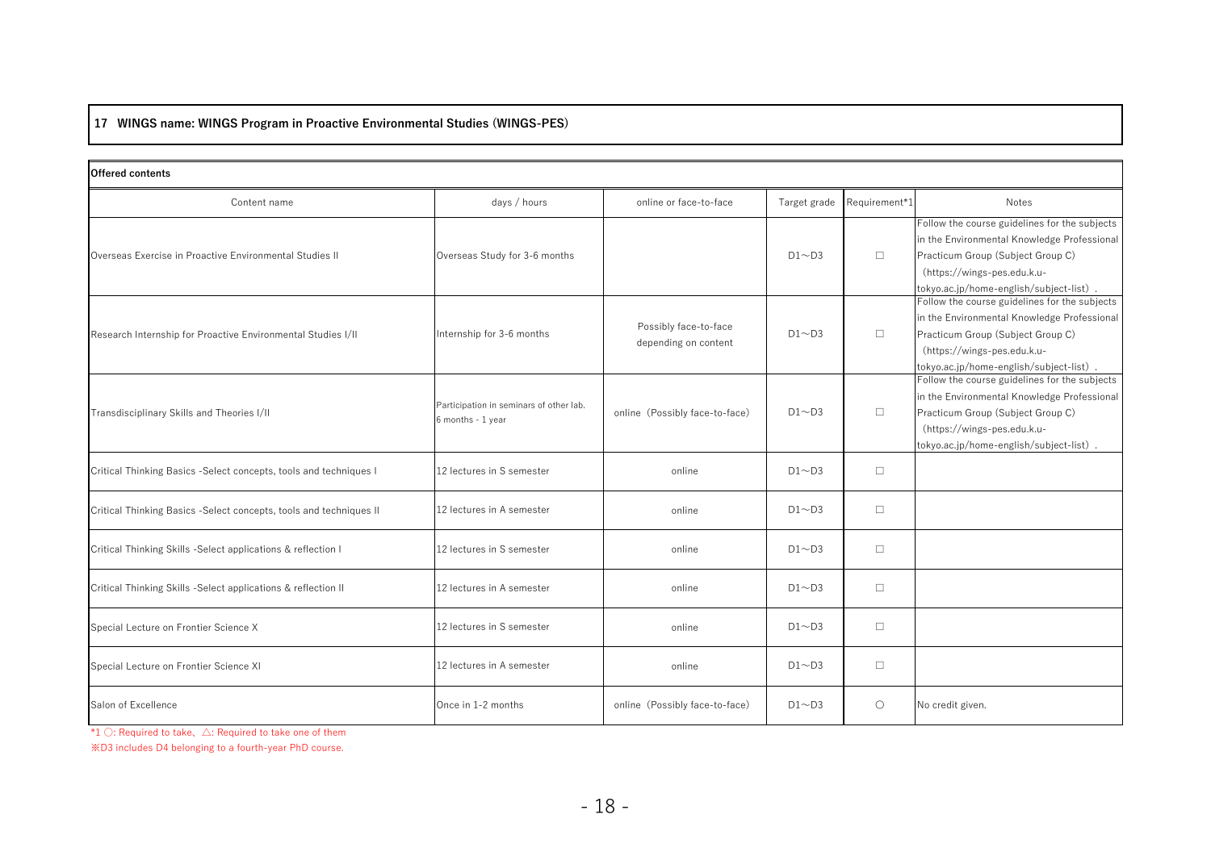**17 WINGS name: WINGS Program in Proactive Environmental Studies (WINGS-PES)**

**Offered contents**

| Content name | days / hours | online or face-to-face | Target grade | Requirement*1 | Notes |
|---|---|---|---|---|---|
| Overseas Exercise in Proactive Environmental Studies II | Overseas Study for 3-6 months | | D1～D3 | □ | Follow the course guidelines for the subjects in the Environmental Knowledge Professional Practicum Group (Subject Group C) （https://wings-pes.edu.k.u-tokyo.ac.jp/home-english/subject-list）. |
| Research Internship for Proactive Environmental Studies I/II | Internship for 3-6 months | Possibly face-to-face depending on content | D1～D3 | □ | Follow the course guidelines for the subjects in the Environmental Knowledge Professional Practicum Group (Subject Group C) （https://wings-pes.edu.k.u-tokyo.ac.jp/home-english/subject-list）. |
| Transdisciplinary Skills and Theories I/II | Participation in seminars of other lab. 6 months - 1 year | online（Possibly face-to-face） | D1～D3 | □ | Follow the course guidelines for the subjects in the Environmental Knowledge Professional Practicum Group (Subject Group C) （https://wings-pes.edu.k.u-tokyo.ac.jp/home-english/subject-list）. |
| Critical Thinking Basics -Select concepts, tools and techniques I | 12 lectures in S semester | online | D1～D3 | □ | |
| Critical Thinking Basics -Select concepts, tools and techniques II | 12 lectures in A semester | online | D1～D3 | □ | |
| Critical Thinking Skills -Select applications & reflection I | 12 lectures in S semester | online | D1～D3 | □ | |
| Critical Thinking Skills -Select applications & reflection II | 12 lectures in A semester | online | D1～D3 | □ | |
| Special Lecture on Frontier Science X | 12 lectures in S semester | online | D1～D3 | □ | |
| Special Lecture on Frontier Science XI | 12 lectures in A semester | online | D1～D3 | □ | |
| Salon of Excellence | Once in 1-2 months | online（Possibly face-to-face） | D1～D3 | ○ | No credit given. |

*1 ○: Required to take、△: Required to take one of them

※D3 includes D4 belonging to a fourth-year PhD course.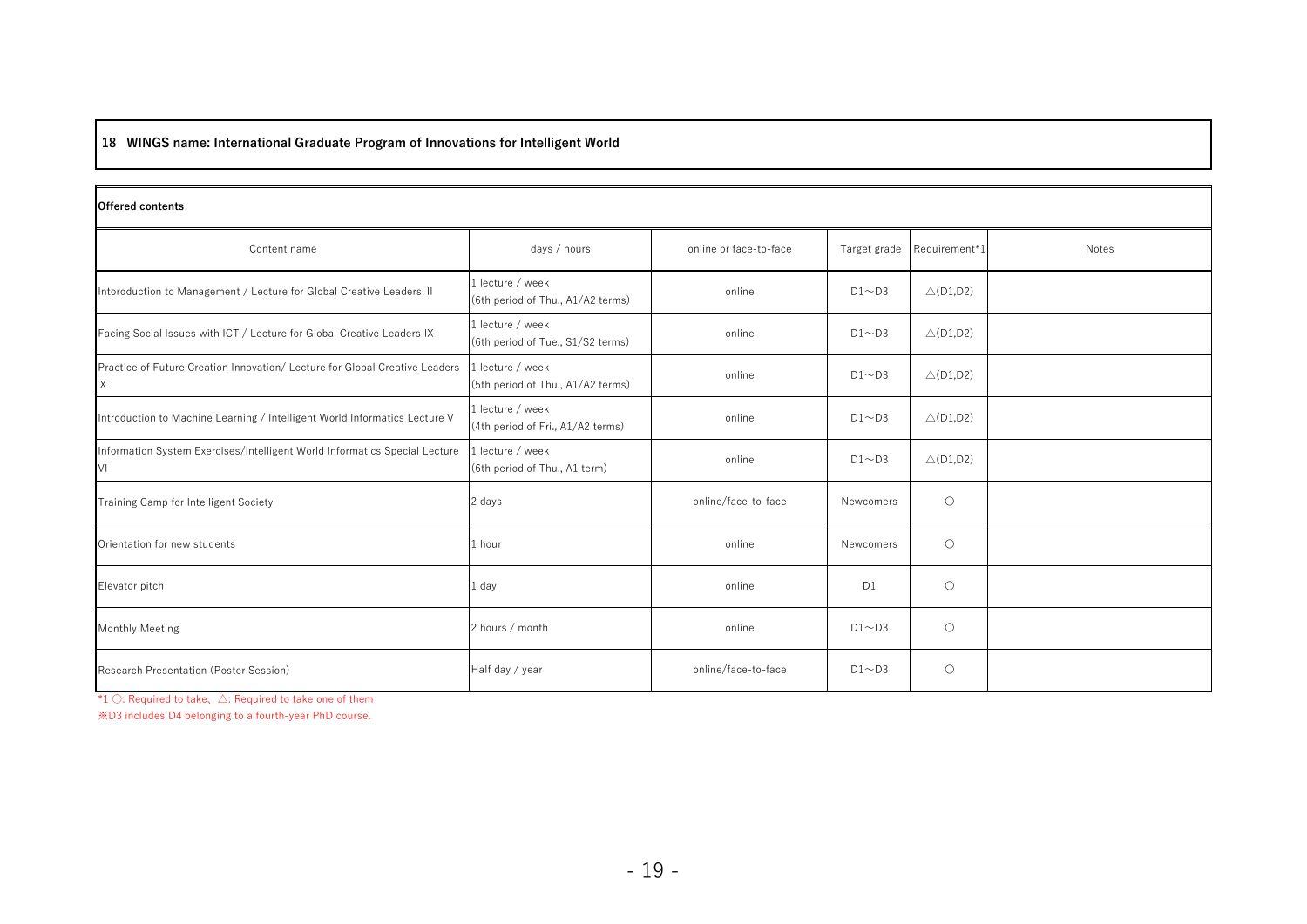**18 WINGS name: International Graduate Program of Innovations for Intelligent World**

**Offered contents**

| Content name | days / hours | online or face-to-face | Target grade | Requirement*1 | Notes |
|---|---|---|---|---|---|
| Intoroduction to Management / Lecture for Global Creative Leaders II | 1 lecture / week (6th period of Thu., A1/A2 terms) | online | D1～D3 | △(D1,D2) | |
| Facing Social Issues with ICT / Lecture for Global Creative Leaders IX | 1 lecture / week (6th period of Tue., S1/S2 terms) | online | D1～D3 | △(D1,D2) | |
| Practice of Future Creation Innovation/ Lecture for Global Creative Leaders X | 1 lecture / week (5th period of Thu., A1/A2 terms) | online | D1～D3 | △(D1,D2) | |
| Introduction to Machine Learning / Intelligent World Informatics Lecture V | 1 lecture / week (4th period of Fri., A1/A2 terms) | online | D1～D3 | △(D1,D2) | |
| Information System Exercises/Intelligent World Informatics Special Lecture VI | 1 lecture / week (6th period of Thu., A1 term) | online | D1～D3 | △(D1,D2) | |
| Training Camp for Intelligent Society | 2 days | online/face-to-face | Newcomers | ○ | |
| Orientation for new students | 1 hour | online | Newcomers | ○ | |
| Elevator pitch | 1 day | online | D1 | ○ | |
| Monthly Meeting | 2 hours / month | online | D1～D3 | ○ | |
| Research Presentation (Poster Session) | Half day / year | online/face-to-face | D1～D3 | ○ | |

*1 ○: Required to take、△: Required to take one of them

※D3 includes D4 belonging to a fourth-year PhD course.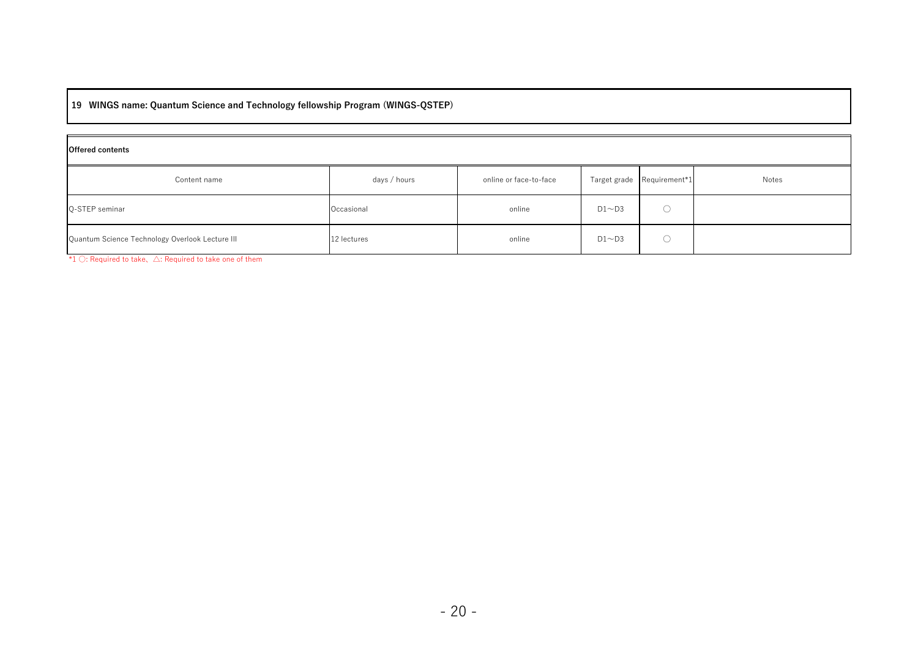**19 WINGS name: Quantum Science and Technology fellowship Program (WINGS-QSTEP)**

**Offered contents**

| Content name | days / hours | online or face-to-face | Target grade | Requirement*1 | Notes |
|---|---|---|---|---|---|
| Q-STEP seminar | Occasional | online | D1～D3 | ○ | |
| Quantum Science Technology Overlook Lecture III | 12 lectures | online | D1～D3 | ○ | |

*1 ○: Required to take、△: Required to take one of them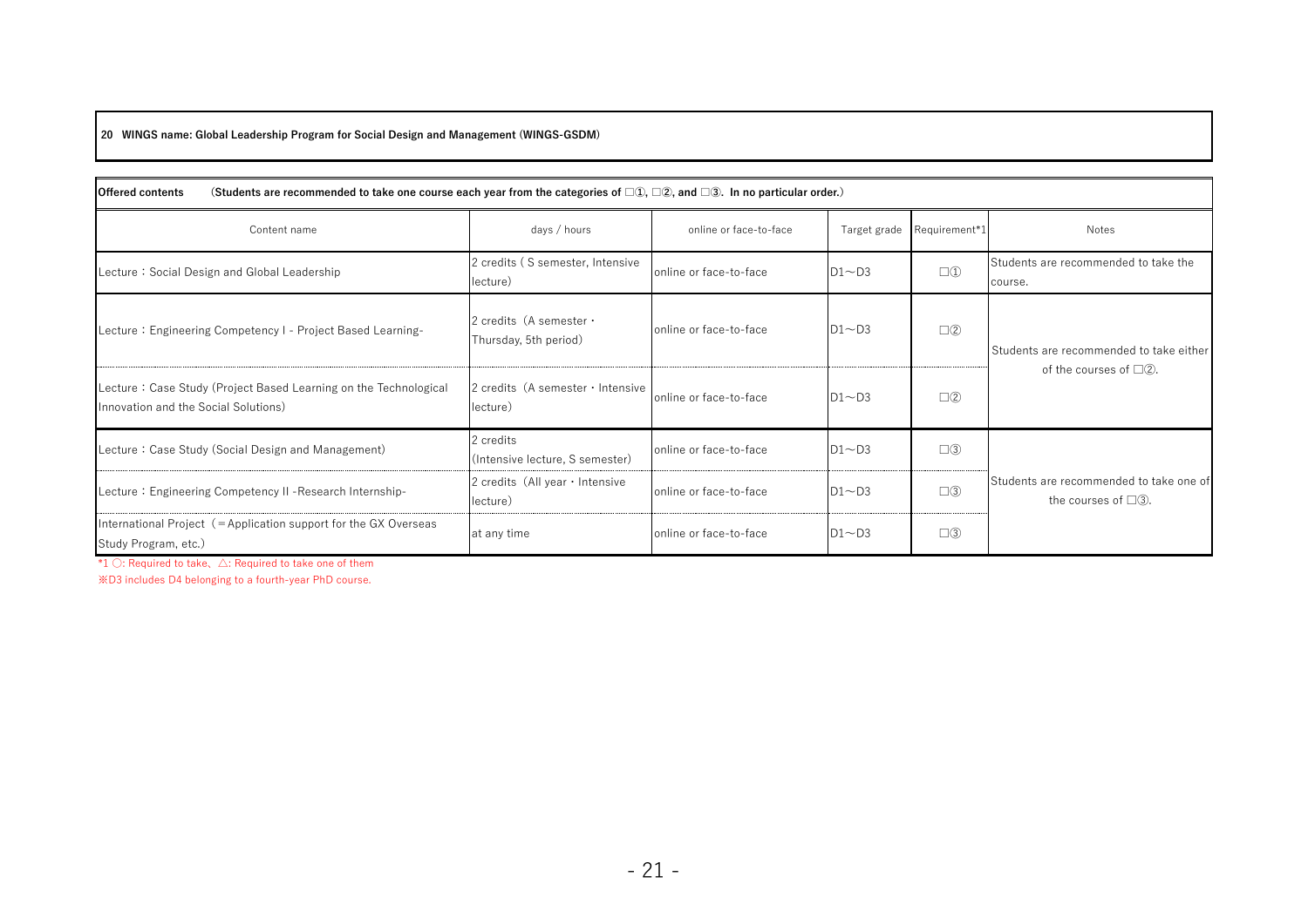**20 WINGS name: Global Leadership Program for Social Design and Management (WINGS-GSDM)**

**Offered contents** (Students are recommended to take one course each year from the categories of □①, □②, and □③. In no particular order.)

| Content name | days / hours | online or face-to-face | Target grade | Requirement*1 | Notes |
|---|---|---|---|---|---|
| Lecture：Social Design and Global Leadership | 2 credits ( S semester, Intensive lecture) | online or face-to-face | D1～D3 | □① | Students are recommended to take the course. |
| Lecture：Engineering Competency I - Project Based Learning- | 2 credits（A semester・Thursday, 5th period) | online or face-to-face | D1～D3 | □② | Students are recommended to take either of the courses of □②. |
| Lecture：Case Study (Project Based Learning on the Technological Innovation and the Social Solutions) | 2 credits（A semester・Intensive lecture) | online or face-to-face | D1～D3 | □② | |
| Lecture：Case Study (Social Design and Management) | 2 credits (Intensive lecture, S semester) | online or face-to-face | D1～D3 | □③ | Students are recommended to take one of the courses of □③. |
| Lecture：Engineering Competency II -Research Internship- | 2 credits（All year・Intensive lecture) | online or face-to-face | D1～D3 | □③ | |
| International Project（＝Application support for the GX Overseas Study Program, etc.) | at any time | online or face-to-face | D1～D3 | □③ | |

*1 ○: Required to take、△: Required to take one of them

※D3 includes D4 belonging to a fourth-year PhD course.